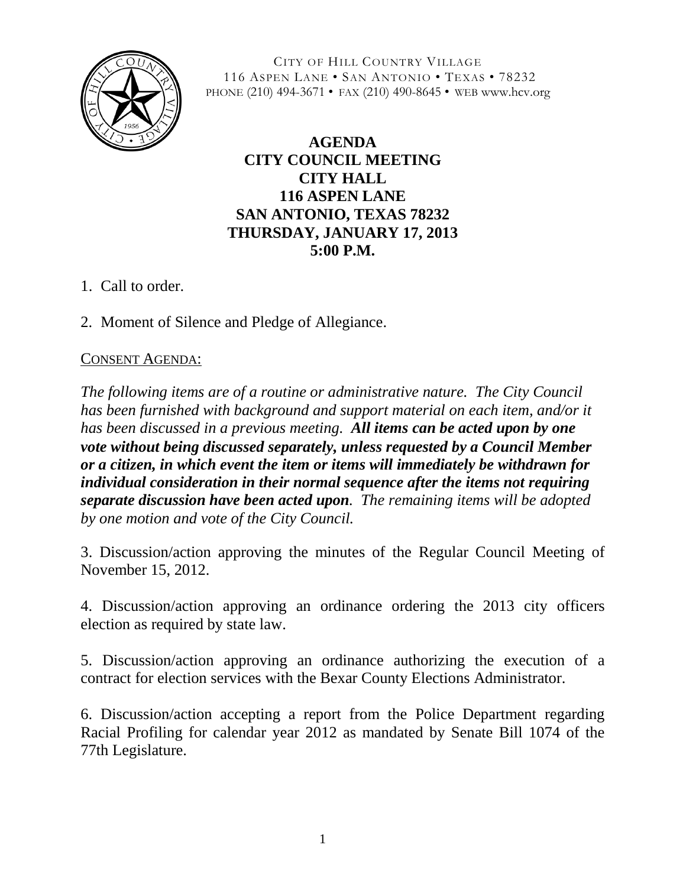CITY OF HILL COUNTRY VILLAGE
116 ASPEN LANE • SAN ANTONIO • TEXAS • 78232
PHONE (210) 494-3671 • FAX (210) 490-8645 • WEB www.hcv.org

# AGENDA
# CITY COUNCIL MEETING
# CITY HALL
# 116 ASPEN LANE
# SAN ANTONIO, TEXAS 78232
# THURSDAY, JANUARY 17, 2013
# 5:00 P.M.

1. Call to order.

2. Moment of Silence and Pledge of Allegiance.

CONSENT AGENDA:

*The following items are of a routine or administrative nature. The City Council has been furnished with background and support material on each item, and/or it has been discussed in a previous meeting.* ***All items can be acted upon by one vote without being discussed separately, unless requested by a Council Member or a citizen, in which event the item or items will immediately be withdrawn for individual consideration in their normal sequence after the items not requiring separate discussion have been acted upon****. The remaining items will be adopted by one motion and vote of the City Council.*

3. Discussion/action approving the minutes of the Regular Council Meeting of November 15, 2012.

4. Discussion/action approving an ordinance ordering the 2013 city officers election as required by state law.

5. Discussion/action approving an ordinance authorizing the execution of a contract for election services with the Bexar County Elections Administrator.

6. Discussion/action accepting a report from the Police Department regarding Racial Profiling for calendar year 2012 as mandated by Senate Bill 1074 of the 77th Legislature.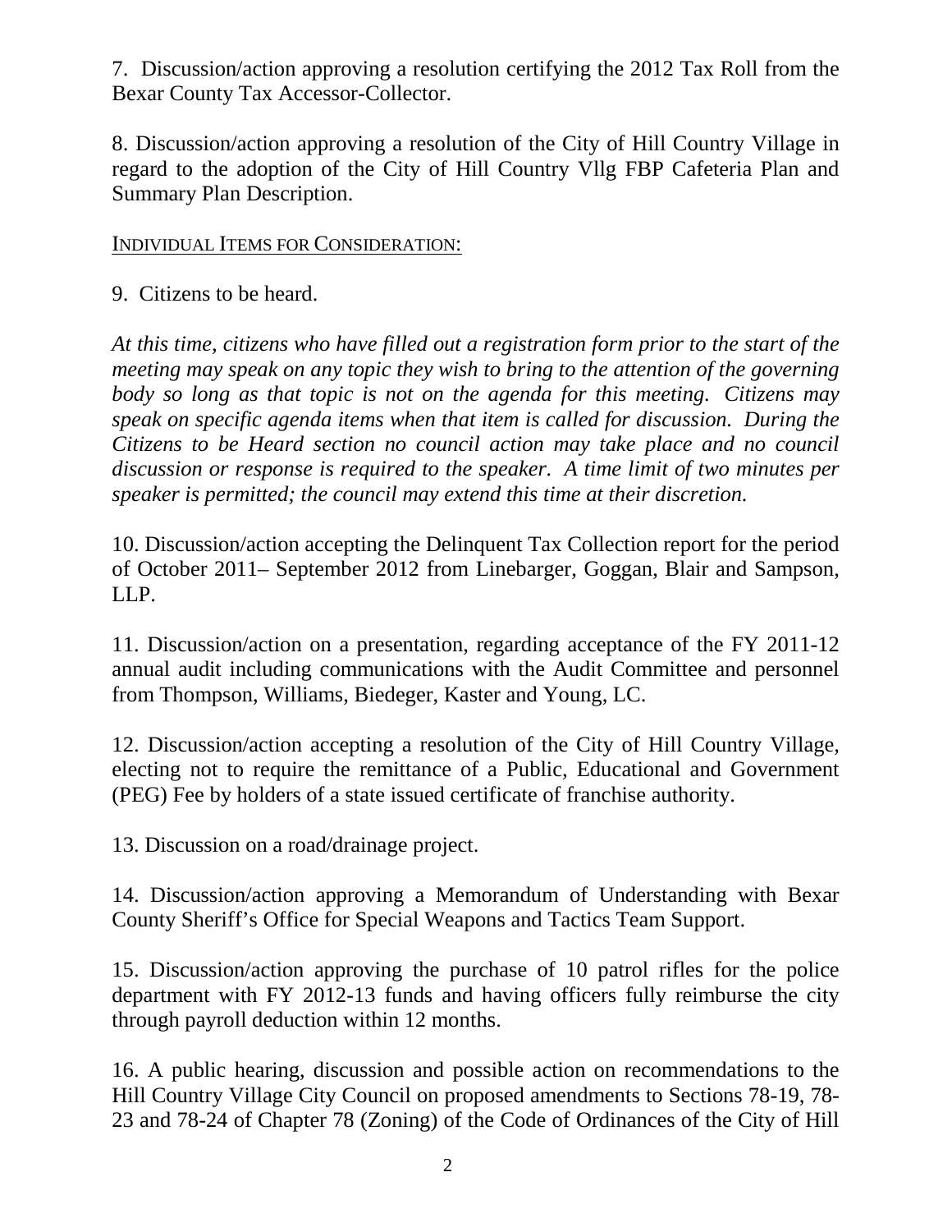7. Discussion/action approving a resolution certifying the 2012 Tax Roll from the Bexar County Tax Accessor-Collector.

8. Discussion/action approving a resolution of the City of Hill Country Village in regard to the adoption of the City of Hill Country Vllg FBP Cafeteria Plan and Summary Plan Description.

INDIVIDUAL ITEMS FOR CONSIDERATION:

9. Citizens to be heard.

*At this time, citizens who have filled out a registration form prior to the start of the meeting may speak on any topic they wish to bring to the attention of the governing body so long as that topic is not on the agenda for this meeting. Citizens may speak on specific agenda items when that item is called for discussion. During the Citizens to be Heard section no council action may take place and no council discussion or response is required to the speaker. A time limit of two minutes per speaker is permitted; the council may extend this time at their discretion.*

10. Discussion/action accepting the Delinquent Tax Collection report for the period of October 2011– September 2012 from Linebarger, Goggan, Blair and Sampson, LLP.

11. Discussion/action on a presentation, regarding acceptance of the FY 2011-12 annual audit including communications with the Audit Committee and personnel from Thompson, Williams, Biedeger, Kaster and Young, LC.

12. Discussion/action accepting a resolution of the City of Hill Country Village, electing not to require the remittance of a Public, Educational and Government (PEG) Fee by holders of a state issued certificate of franchise authority.

13. Discussion on a road/drainage project.

14. Discussion/action approving a Memorandum of Understanding with Bexar County Sheriff's Office for Special Weapons and Tactics Team Support.

15. Discussion/action approving the purchase of 10 patrol rifles for the police department with FY 2012-13 funds and having officers fully reimburse the city through payroll deduction within 12 months.

16. A public hearing, discussion and possible action on recommendations to the Hill Country Village City Council on proposed amendments to Sections 78-19, 78-23 and 78-24 of Chapter 78 (Zoning) of the Code of Ordinances of the City of Hill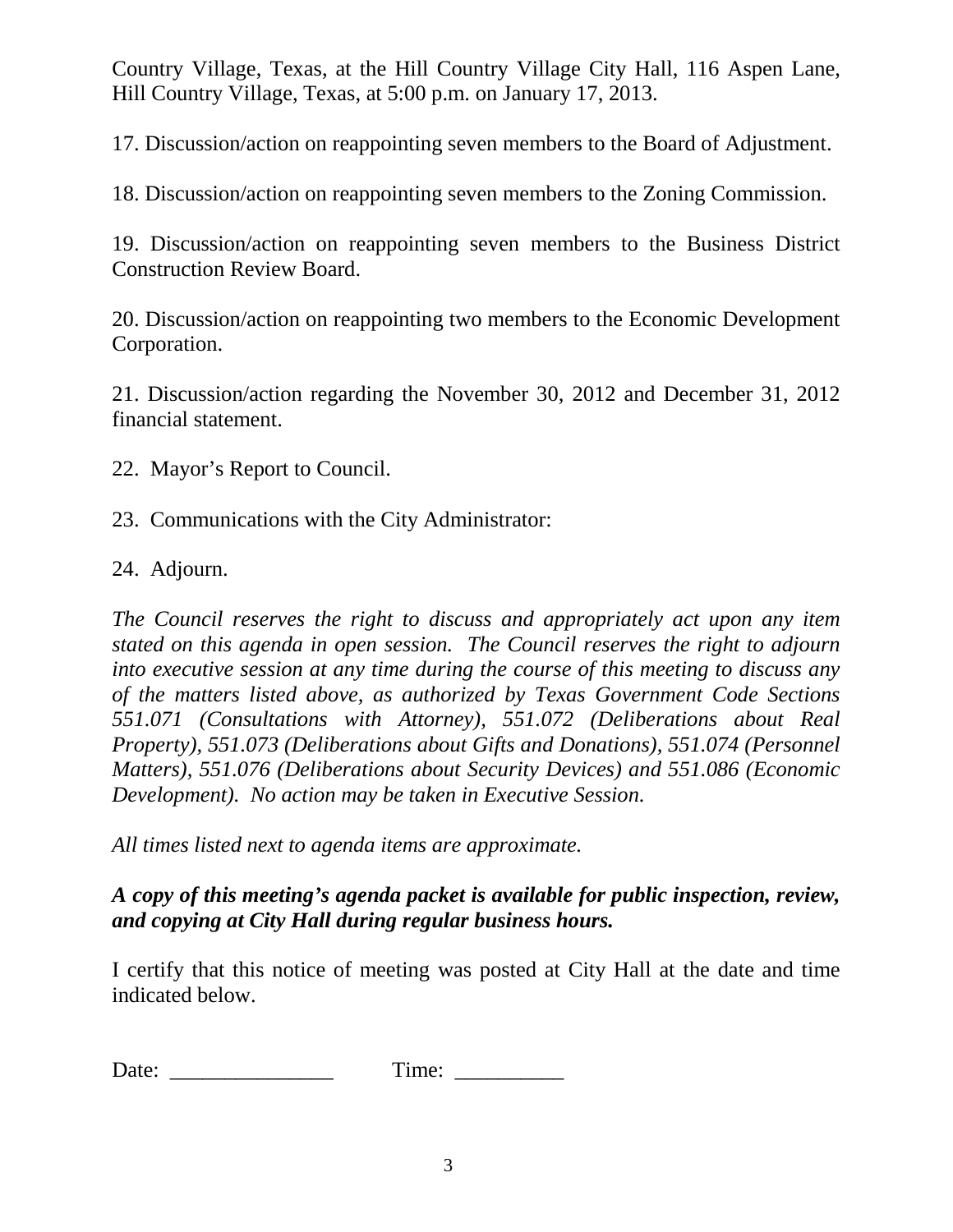Country Village, Texas, at the Hill Country Village City Hall, 116 Aspen Lane, Hill Country Village, Texas, at 5:00 p.m. on January 17, 2013.

17. Discussion/action on reappointing seven members to the Board of Adjustment.

18. Discussion/action on reappointing seven members to the Zoning Commission.

19. Discussion/action on reappointing seven members to the Business District Construction Review Board.

20. Discussion/action on reappointing two members to the Economic Development Corporation.

21. Discussion/action regarding the November 30, 2012 and December 31, 2012 financial statement.

22. Mayor's Report to Council.

23. Communications with the City Administrator:

24. Adjourn.

*The Council reserves the right to discuss and appropriately act upon any item stated on this agenda in open session. The Council reserves the right to adjourn into executive session at any time during the course of this meeting to discuss any of the matters listed above, as authorized by Texas Government Code Sections 551.071 (Consultations with Attorney), 551.072 (Deliberations about Real Property), 551.073 (Deliberations about Gifts and Donations), 551.074 (Personnel Matters), 551.076 (Deliberations about Security Devices) and 551.086 (Economic Development). No action may be taken in Executive Session.*

*All times listed next to agenda items are approximate.*

***A copy of this meeting's agenda packet is available for public inspection, review, and copying at City Hall during regular business hours.***

I certify that this notice of meeting was posted at City Hall at the date and time indicated below.

Date: _______________ Time: __________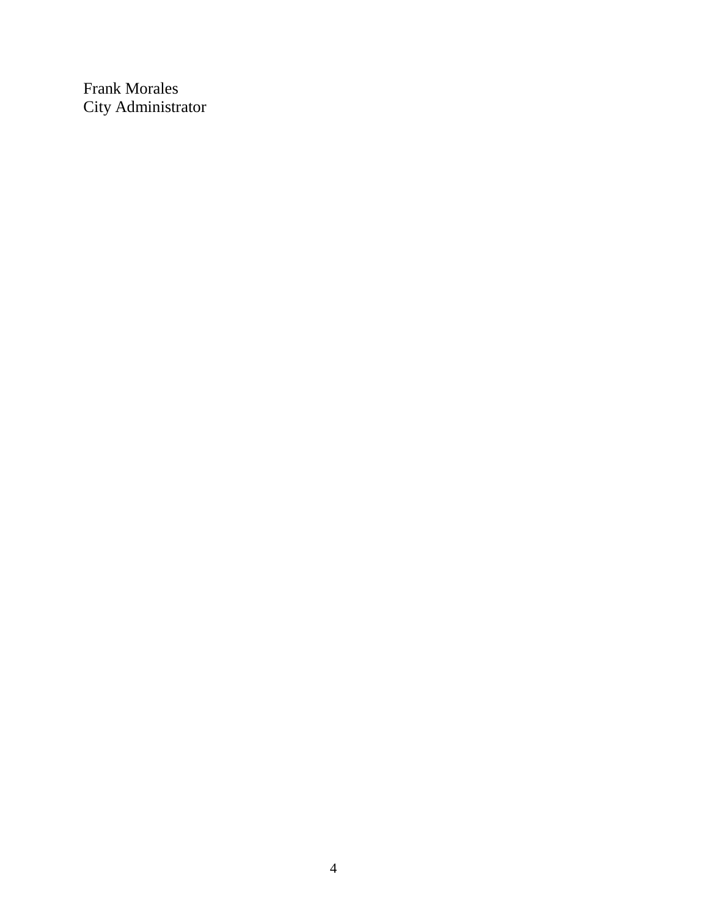Frank Morales
City Administrator